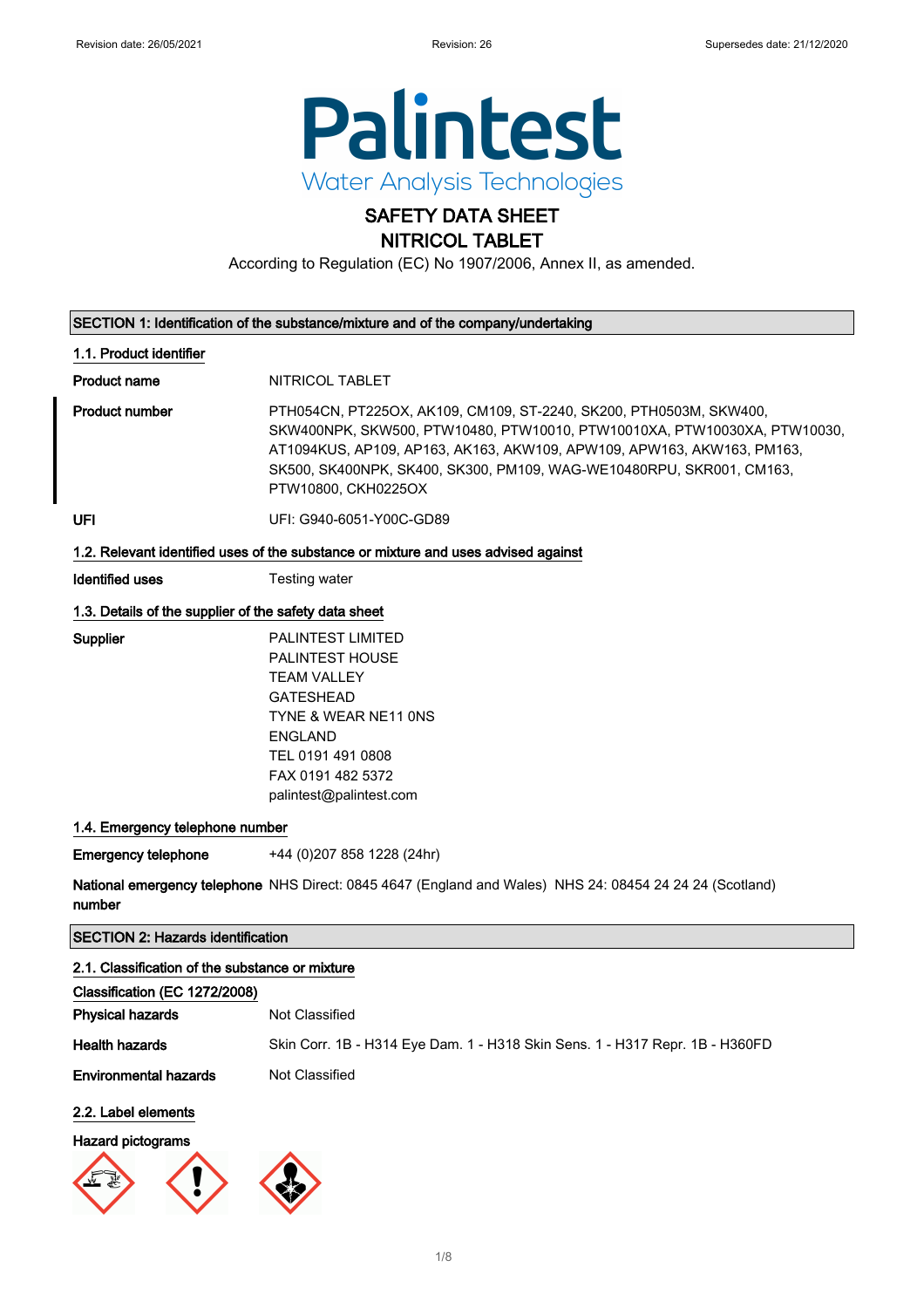Revision date: 26/05/2021 Revision: 26 Supersedes date: 21/12/2020

# SAFETY DATA SHEET
# NITRICOL TABLET

According to Regulation (EC) No 1907/2006, Annex II, as amended.

## SECTION 1: Identification of the substance/mixture and of the company/undertaking

### 1.1. Product identifier

**Product name** NITRICOL TABLET

**Product number** PTH054CN, PT225OX, AK109, CM109, ST-2240, SK200, PTH0503M, SKW400, SKW400NPK, SKW500, PTW10480, PTW10010, PTW10010XA, PTW10030XA, PTW10030, AT1094KUS, AP109, AP163, AK163, AKW109, APW109, APW163, AKW163, PM163, SK500, SK400NPK, SK400, SK300, PM109, WAG-WE10480RPU, SKR001, CM163, PTW10800, CKH0225OX

**UFI** UFI: G940-6051-Y00C-GD89

### 1.2. Relevant identified uses of the substance or mixture and uses advised against

**Identified uses** Testing water

### 1.3. Details of the supplier of the safety data sheet

**Supplier**
PALINTEST LIMITED
PALINTEST HOUSE
TEAM VALLEY
GATESHEAD
TYNE & WEAR NE11 0NS
ENGLAND
TEL 0191 491 0808
FAX 0191 482 5372
palintest@palintest.com

### 1.4. Emergency telephone number

**Emergency telephone** +44 (0)207 858 1228 (24hr)

**National emergency telephone number** NHS Direct: 0845 4647 (England and Wales) NHS 24: 08454 24 24 24 (Scotland)

## SECTION 2: Hazards identification

### 2.1. Classification of the substance or mixture

**Classification (EC 1272/2008)**

**Physical hazards** Not Classified

**Health hazards** Skin Corr. 1B - H314 Eye Dam. 1 - H318 Skin Sens. 1 - H317 Repr. 1B - H360FD

**Environmental hazards** Not Classified

### 2.2. Label elements

**Hazard pictograms**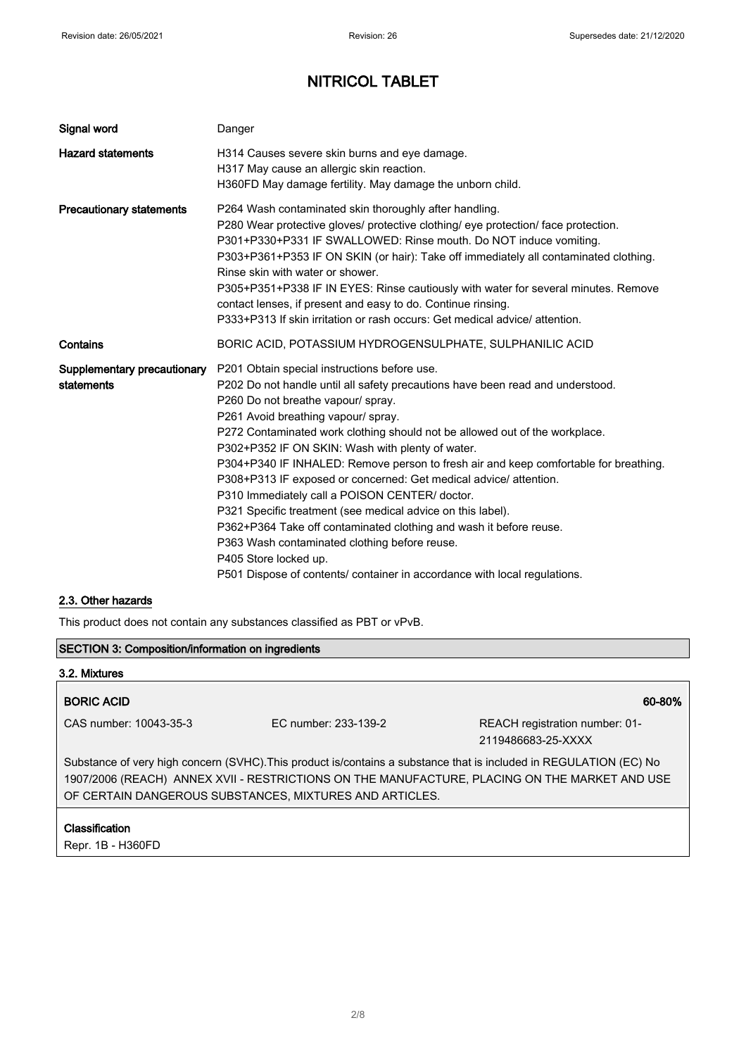# NITRICOL TABLET

| | |
|---|---|
| **Signal word** | Danger |
| **Hazard statements** | H314 Causes severe skin burns and eye damage.<br>H317 May cause an allergic skin reaction.<br>H360FD May damage fertility. May damage the unborn child. |
| **Precautionary statements** | P264 Wash contaminated skin thoroughly after handling.<br>P280 Wear protective gloves/ protective clothing/ eye protection/ face protection.<br>P301+P330+P331 IF SWALLOWED: Rinse mouth. Do NOT induce vomiting.<br>P303+P361+P353 IF ON SKIN (or hair): Take off immediately all contaminated clothing. Rinse skin with water or shower.<br>P305+P351+P338 IF IN EYES: Rinse cautiously with water for several minutes. Remove contact lenses, if present and easy to do. Continue rinsing.<br>P333+P313 If skin irritation or rash occurs: Get medical advice/ attention. |
| **Contains** | BORIC ACID, POTASSIUM HYDROGENSULPHATE, SULPHANILIC ACID |
| **Supplementary precautionary statements** | P201 Obtain special instructions before use.<br>P202 Do not handle until all safety precautions have been read and understood.<br>P260 Do not breathe vapour/ spray.<br>P261 Avoid breathing vapour/ spray.<br>P272 Contaminated work clothing should not be allowed out of the workplace.<br>P302+P352 IF ON SKIN: Wash with plenty of water.<br>P304+P340 IF INHALED: Remove person to fresh air and keep comfortable for breathing.<br>P308+P313 IF exposed or concerned: Get medical advice/ attention.<br>P310 Immediately call a POISON CENTER/ doctor.<br>P321 Specific treatment (see medical advice on this label).<br>P362+P364 Take off contaminated clothing and wash it before reuse.<br>P363 Wash contaminated clothing before reuse.<br>P405 Store locked up.<br>P501 Dispose of contents/ container in accordance with local regulations. |

## 2.3. Other hazards

This product does not contain any substances classified as PBT or vPvB.

## SECTION 3: Composition/information on ingredients

### 3.2. Mixtures

**BORIC ACID** 60-80%

| | | |
|---|---|---|
| CAS number: 10043-35-3 | EC number: 233-139-2 | REACH registration number: 01-2119486683-25-XXXX |

Substance of very high concern (SVHC).This product is/contains a substance that is included in REGULATION (EC) No 1907/2006 (REACH) ANNEX XVII - RESTRICTIONS ON THE MANUFACTURE, PLACING ON THE MARKET AND USE OF CERTAIN DANGEROUS SUBSTANCES, MIXTURES AND ARTICLES.

**Classification**

Repr. 1B - H360FD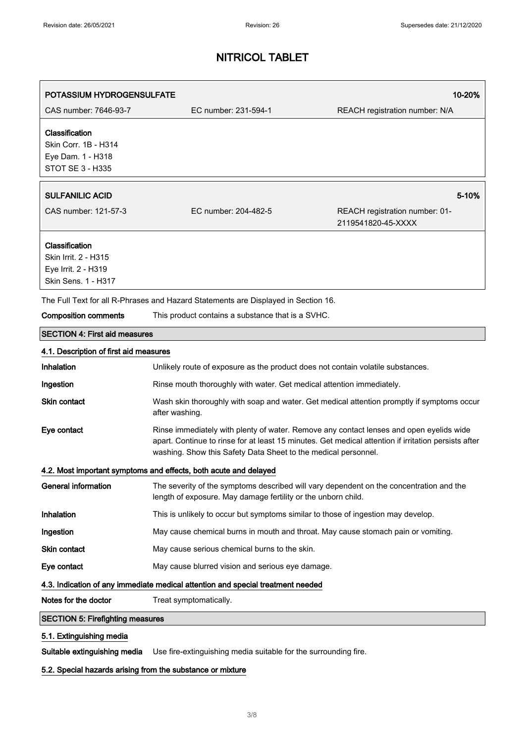| POTASSIUM HYDROGENSULFATE | | 10-20% |
|---|---|---|
| CAS number: 7646-93-7 | EC number: 231-594-1 | REACH registration number: N/A |

**Classification**
Skin Corr. 1B - H314
Eye Dam. 1 - H318
STOT SE 3 - H335

| SULFANILIC ACID | | 5-10% |
|---|---|---|
| CAS number: 121-57-3 | EC number: 204-482-5 | REACH registration number: 01-2119541820-45-XXXX |

**Classification**
Skin Irrit. 2 - H315
Eye Irrit. 2 - H319
Skin Sens. 1 - H317

The Full Text for all R-Phrases and Hazard Statements are Displayed in Section 16.

**Composition comments** This product contains a substance that is a SVHC.

## SECTION 4: First aid measures

### 4.1. Description of first aid measures

**Inhalation** Unlikely route of exposure as the product does not contain volatile substances.

**Ingestion** Rinse mouth thoroughly with water. Get medical attention immediately.

**Skin contact** Wash skin thoroughly with soap and water. Get medical attention promptly if symptoms occur after washing.

**Eye contact** Rinse immediately with plenty of water. Remove any contact lenses and open eyelids wide apart. Continue to rinse for at least 15 minutes. Get medical attention if irritation persists after washing. Show this Safety Data Sheet to the medical personnel.

### 4.2. Most important symptoms and effects, both acute and delayed

**General information** The severity of the symptoms described will vary dependent on the concentration and the length of exposure. May damage fertility or the unborn child.

**Inhalation** This is unlikely to occur but symptoms similar to those of ingestion may develop.

**Ingestion** May cause chemical burns in mouth and throat. May cause stomach pain or vomiting.

**Skin contact** May cause serious chemical burns to the skin.

**Eye contact** May cause blurred vision and serious eye damage.

### 4.3. Indication of any immediate medical attention and special treatment needed

**Notes for the doctor** Treat symptomatically.

## SECTION 5: Firefighting measures

### 5.1. Extinguishing media

**Suitable extinguishing media** Use fire-extinguishing media suitable for the surrounding fire.

### 5.2. Special hazards arising from the substance or mixture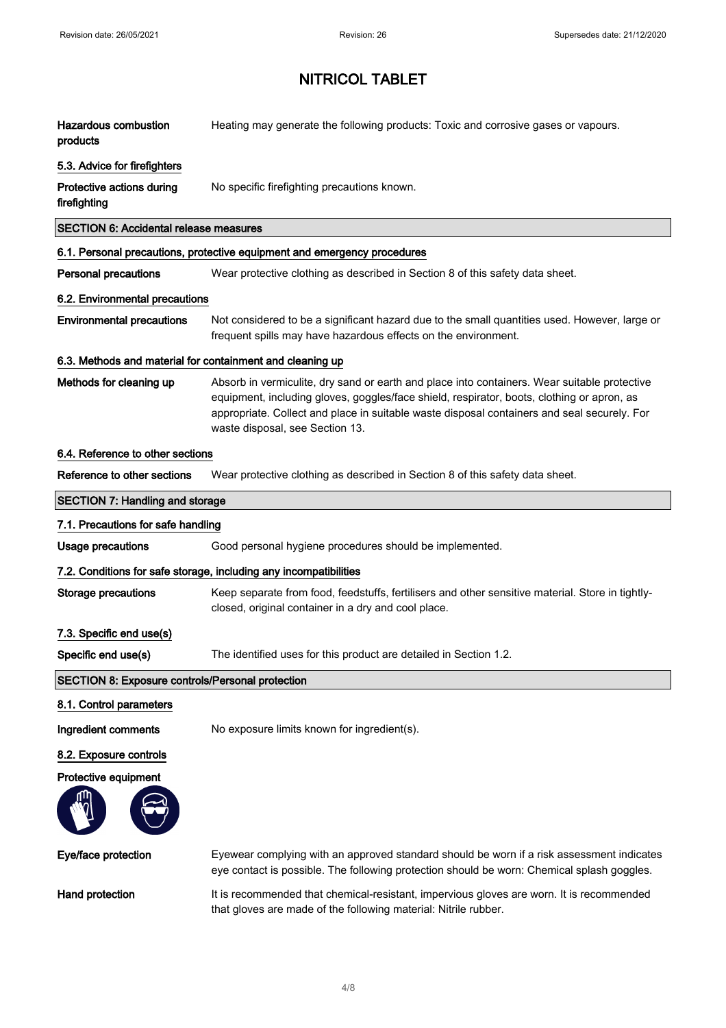# NITRICOL TABLET

**Hazardous combustion products** Heating may generate the following products: Toxic and corrosive gases or vapours.

### 5.3. Advice for firefighters

**Protective actions during firefighting** No specific firefighting precautions known.

## SECTION 6: Accidental release measures

### 6.1. Personal precautions, protective equipment and emergency procedures

**Personal precautions** Wear protective clothing as described in Section 8 of this safety data sheet.

### 6.2. Environmental precautions

**Environmental precautions** Not considered to be a significant hazard due to the small quantities used. However, large or frequent spills may have hazardous effects on the environment.

### 6.3. Methods and material for containment and cleaning up

**Methods for cleaning up** Absorb in vermiculite, dry sand or earth and place into containers. Wear suitable protective equipment, including gloves, goggles/face shield, respirator, boots, clothing or apron, as appropriate. Collect and place in suitable waste disposal containers and seal securely. For waste disposal, see Section 13.

### 6.4. Reference to other sections

**Reference to other sections** Wear protective clothing as described in Section 8 of this safety data sheet.

## SECTION 7: Handling and storage

### 7.1. Precautions for safe handling

**Usage precautions** Good personal hygiene procedures should be implemented.

### 7.2. Conditions for safe storage, including any incompatibilities

**Storage precautions** Keep separate from food, feedstuffs, fertilisers and other sensitive material. Store in tightly-closed, original container in a dry and cool place.

### 7.3. Specific end use(s)

**Specific end use(s)** The identified uses for this product are detailed in Section 1.2.

## SECTION 8: Exposure controls/Personal protection

### 8.1. Control parameters

**Ingredient comments** No exposure limits known for ingredient(s).

### 8.2. Exposure controls

**Protective equipment**

**Eye/face protection** Eyewear complying with an approved standard should be worn if a risk assessment indicates eye contact is possible. The following protection should be worn: Chemical splash goggles.

**Hand protection** It is recommended that chemical-resistant, impervious gloves are worn. It is recommended that gloves are made of the following material: Nitrile rubber.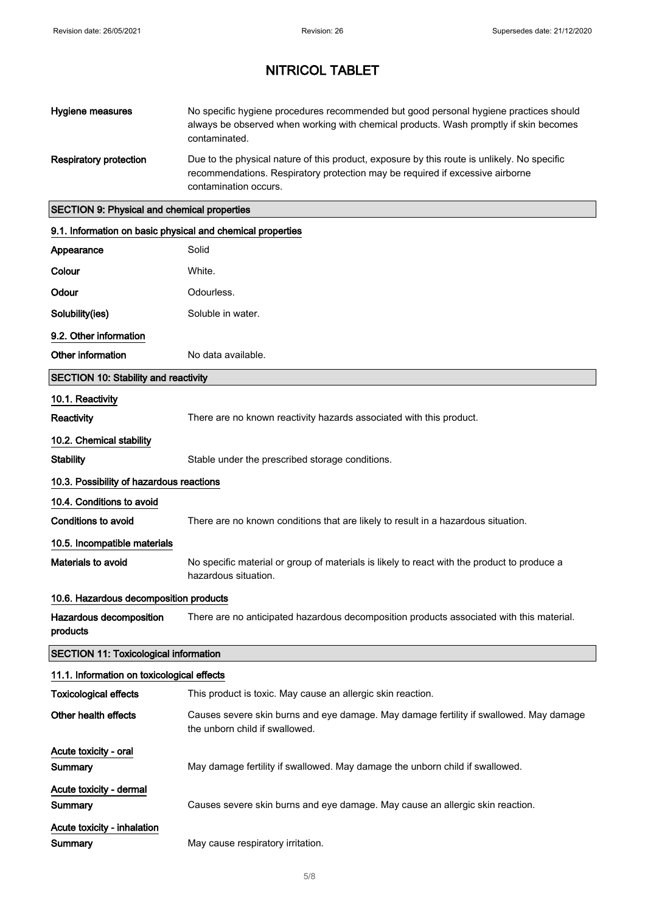# NITRICOL TABLET

| | |
|---|---|
| **Hygiene measures** | No specific hygiene procedures recommended but good personal hygiene practices should always be observed when working with chemical products. Wash promptly if skin becomes contaminated. |
| **Respiratory protection** | Due to the physical nature of this product, exposure by this route is unlikely. No specific recommendations. Respiratory protection may be required if excessive airborne contamination occurs. |

## SECTION 9: Physical and chemical properties

### 9.1. Information on basic physical and chemical properties

| | |
|---|---|
| **Appearance** | Solid |
| **Colour** | White. |
| **Odour** | Odourless. |
| **Solubility(ies)** | Soluble in water. |

### 9.2. Other information

| | |
|---|---|
| **Other information** | No data available. |

## SECTION 10: Stability and reactivity

### 10.1. Reactivity

| | |
|---|---|
| **Reactivity** | There are no known reactivity hazards associated with this product. |

### 10.2. Chemical stability

| | |
|---|---|
| **Stability** | Stable under the prescribed storage conditions. |

### 10.3. Possibility of hazardous reactions

### 10.4. Conditions to avoid

| | |
|---|---|
| **Conditions to avoid** | There are no known conditions that are likely to result in a hazardous situation. |

### 10.5. Incompatible materials

| | |
|---|---|
| **Materials to avoid** | No specific material or group of materials is likely to react with the product to produce a hazardous situation. |

### 10.6. Hazardous decomposition products

| | |
|---|---|
| **Hazardous decomposition products** | There are no anticipated hazardous decomposition products associated with this material. |

## SECTION 11: Toxicological information

### 11.1. Information on toxicological effects

| | |
|---|---|
| **Toxicological effects** | This product is toxic. May cause an allergic skin reaction. |
| **Other health effects** | Causes severe skin burns and eye damage. May damage fertility if swallowed. May damage the unborn child if swallowed. |

**Acute toxicity - oral**

| | |
|---|---|
| **Summary** | May damage fertility if swallowed. May damage the unborn child if swallowed. |

**Acute toxicity - dermal**

| | |
|---|---|
| **Summary** | Causes severe skin burns and eye damage. May cause an allergic skin reaction. |

**Acute toxicity - inhalation**

| | |
|---|---|
| **Summary** | May cause respiratory irritation. |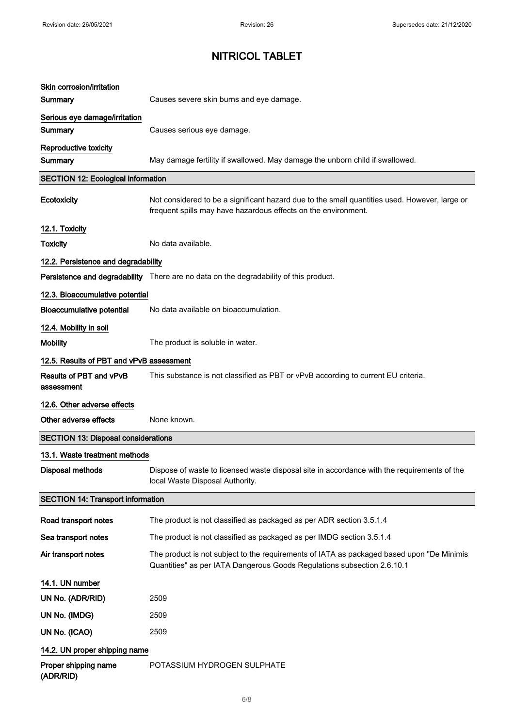# NITRICOL TABLET

**Skin corrosion/irritation**

**Summary** Causes severe skin burns and eye damage.

**Serious eye damage/irritation**

**Summary** Causes serious eye damage.

**Reproductive toxicity**

**Summary** May damage fertility if swallowed. May damage the unborn child if swallowed.

## SECTION 12: Ecological information

**Ecotoxicity** Not considered to be a significant hazard due to the small quantities used. However, large or frequent spills may have hazardous effects on the environment.

### 12.1. Toxicity

**Toxicity** No data available.

### 12.2. Persistence and degradability

**Persistence and degradability** There are no data on the degradability of this product.

### 12.3. Bioaccumulative potential

**Bioaccumulative potential** No data available on bioaccumulation.

### 12.4. Mobility in soil

**Mobility** The product is soluble in water.

### 12.5. Results of PBT and vPvB assessment

**Results of PBT and vPvB assessment** This substance is not classified as PBT or vPvB according to current EU criteria.

### 12.6. Other adverse effects

**Other adverse effects** None known.

## SECTION 13: Disposal considerations

### 13.1. Waste treatment methods

**Disposal methods** Dispose of waste to licensed waste disposal site in accordance with the requirements of the local Waste Disposal Authority.

## SECTION 14: Transport information

**Road transport notes** The product is not classified as packaged as per ADR section 3.5.1.4

**Sea transport notes** The product is not classified as packaged as per IMDG section 3.5.1.4

**Air transport notes** The product is not subject to the requirements of IATA as packaged based upon "De Minimis Quantities" as per IATA Dangerous Goods Regulations subsection 2.6.10.1

### 14.1. UN number

**UN No. (ADR/RID)** 2509

**UN No. (IMDG)** 2509

**UN No. (ICAO)** 2509

### 14.2. UN proper shipping name

**Proper shipping name (ADR/RID)** POTASSIUM HYDROGEN SULPHATE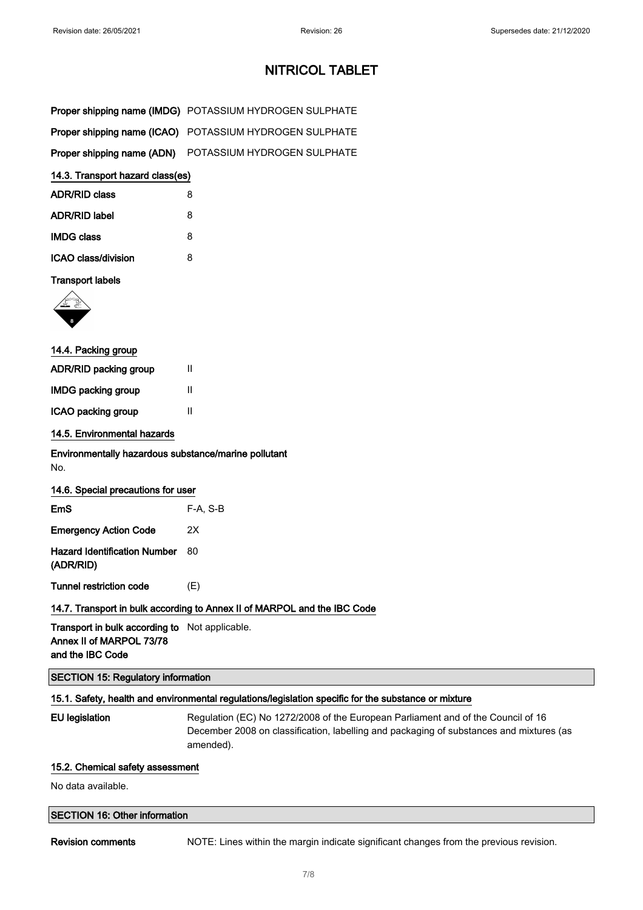# NITRICOL TABLET

**Proper shipping name (IMDG)** POTASSIUM HYDROGEN SULPHATE

**Proper shipping name (ICAO)** POTASSIUM HYDROGEN SULPHATE

**Proper shipping name (ADN)** POTASSIUM HYDROGEN SULPHATE

### 14.3. Transport hazard class(es)

| | |
|---|---|
| **ADR/RID class** | 8 |
| **ADR/RID label** | 8 |
| **IMDG class** | 8 |
| **ICAO class/division** | 8 |

**Transport labels**

### 14.4. Packing group

| | |
|---|---|
| **ADR/RID packing group** | II |
| **IMDG packing group** | II |
| **ICAO packing group** | II |

### 14.5. Environmental hazards

**Environmentally hazardous substance/marine pollutant**

No.

### 14.6. Special precautions for user

| | |
|---|---|
| **EmS** | F-A, S-B |
| **Emergency Action Code** | 2X |
| **Hazard Identification Number (ADR/RID)** | 80 |
| **Tunnel restriction code** | (E) |

### 14.7. Transport in bulk according to Annex II of MARPOL and the IBC Code

**Transport in bulk according to Annex II of MARPOL 73/78 and the IBC Code** Not applicable.

## SECTION 15: Regulatory information

### 15.1. Safety, health and environmental regulations/legislation specific for the substance or mixture

**EU legislation** Regulation (EC) No 1272/2008 of the European Parliament and of the Council of 16 December 2008 on classification, labelling and packaging of substances and mixtures (as amended).

### 15.2. Chemical safety assessment

No data available.

## SECTION 16: Other information

**Revision comments** NOTE: Lines within the margin indicate significant changes from the previous revision.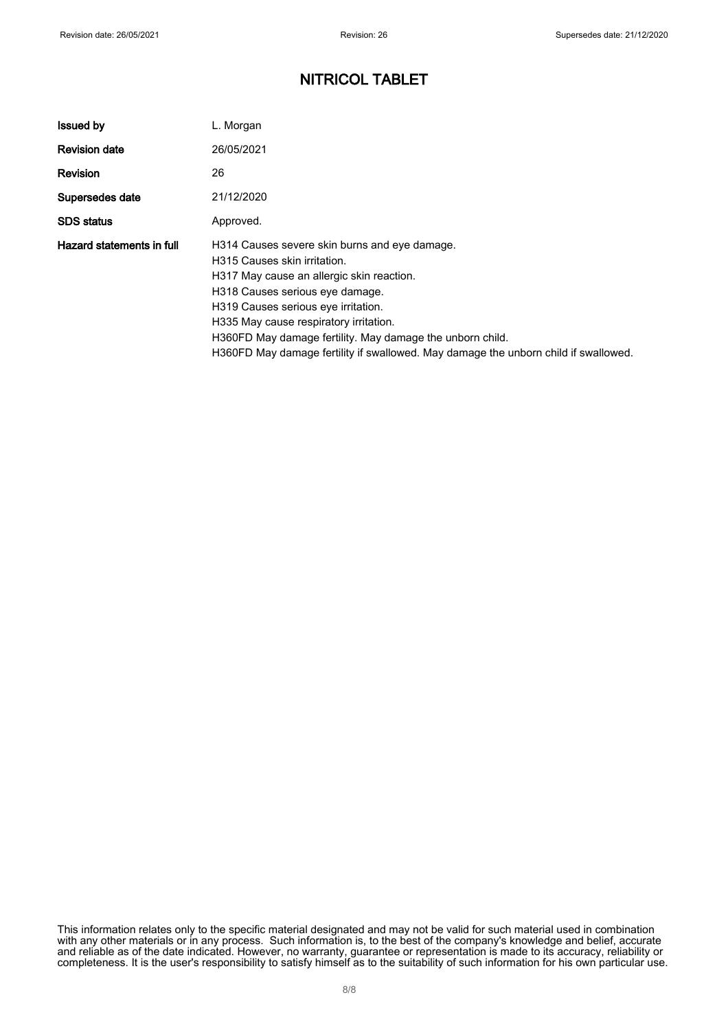# NITRICOL TABLET

| | |
|---|---|
| **Issued by** | L. Morgan |
| **Revision date** | 26/05/2021 |
| **Revision** | 26 |
| **Supersedes date** | 21/12/2020 |
| **SDS status** | Approved. |
| **Hazard statements in full** | H314 Causes severe skin burns and eye damage.<br>H315 Causes skin irritation.<br>H317 May cause an allergic skin reaction.<br>H318 Causes serious eye damage.<br>H319 Causes serious eye irritation.<br>H335 May cause respiratory irritation.<br>H360FD May damage fertility. May damage the unborn child.<br>H360FD May damage fertility if swallowed. May damage the unborn child if swallowed. |

This information relates only to the specific material designated and may not be valid for such material used in combination with any other materials or in any process. Such information is, to the best of the company's knowledge and belief, accurate and reliable as of the date indicated. However, no warranty, guarantee or representation is made to its accuracy, reliability or completeness. It is the user's responsibility to satisfy himself as to the suitability of such information for his own particular use.